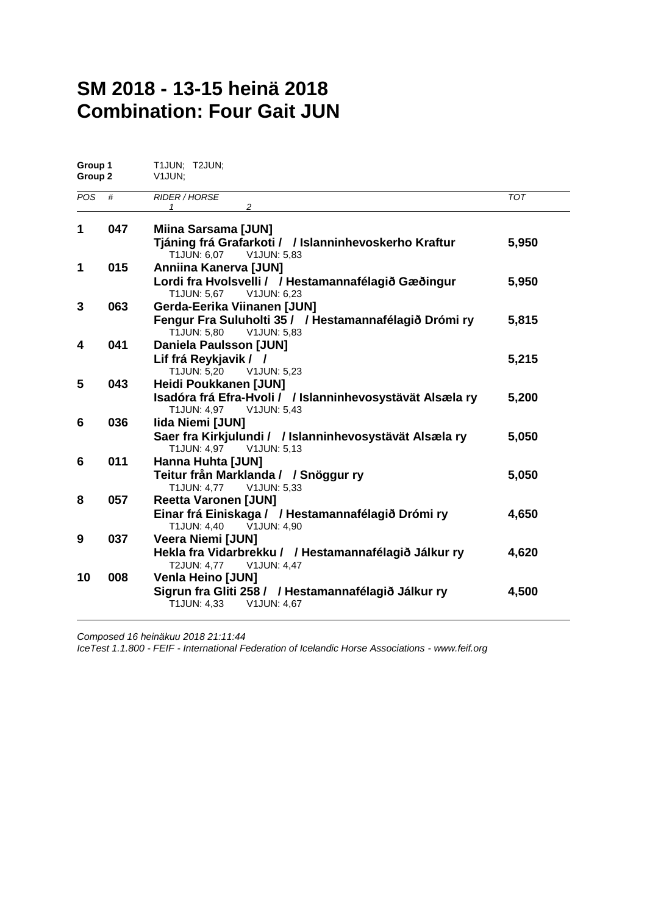# SM 2018 - 13-15 heinä 2018
# Combination: Four Gait JUN

**Group 1** T1JUN; T2JUN;
**Group 2** V1JUN;

| POS | # | RIDER / HORSE<br>1 2 | TOT |
|---|---|---|---|
| **1** | **047** | **Miina Sarsama [JUN]**<br>**Tjáning frá Grafarkoti / / Islanninhevoskerho Kraftur**<br>T1JUN: 6,07 V1JUN: 5,83 | **5,950** |
| **1** | **015** | **Anniina Kanerva [JUN]**<br>**Lordi fra Hvolsvelli / / Hestamannafélagið Gæðingur**<br>T1JUN: 5,67 V1JUN: 6,23 | **5,950** |
| **3** | **063** | **Gerda-Eerika Viinanen [JUN]**<br>**Fengur Fra Suluholti 35 / / Hestamannafélagið Drómi ry**<br>T1JUN: 5,80 V1JUN: 5,83 | **5,815** |
| **4** | **041** | **Daniela Paulsson [JUN]**<br>**Lif frá Reykjavik / /**<br>T1JUN: 5,20 V1JUN: 5,23 | **5,215** |
| **5** | **043** | **Heidi Poukkanen [JUN]**<br>**Isadóra frá Efra-Hvoli / / Islanninhevosystävät Alsæla ry**<br>T1JUN: 4,97 V1JUN: 5,43 | **5,200** |
| **6** | **036** | **Iida Niemi [JUN]**<br>**Saer fra Kirkjulundi / / Islanninhevosystävät Alsæla ry**<br>T1JUN: 4,97 V1JUN: 5,13 | **5,050** |
| **6** | **011** | **Hanna Huhta [JUN]**<br>**Teitur från Marklanda / / Snöggur ry**<br>T1JUN: 4,77 V1JUN: 5,33 | **5,050** |
| **8** | **057** | **Reetta Varonen [JUN]**<br>**Einar frá Einiskaga / / Hestamannafélagið Drómi ry**<br>T1JUN: 4,40 V1JUN: 4,90 | **4,650** |
| **9** | **037** | **Veera Niemi [JUN]**<br>**Hekla fra Vidarbrekku / / Hestamannafélagið Jálkur ry**<br>T2JUN: 4,77 V1JUN: 4,47 | **4,620** |
| **10** | **008** | **Venla Heino [JUN]**<br>**Sigrun fra Gliti 258 / / Hestamannafélagið Jálkur ry**<br>T1JUN: 4,33 V1JUN: 4,67 | **4,500** |

*Composed 16 heinäkuu 2018 21:11:44*
*IceTest 1.1.800 - FEIF - International Federation of Icelandic Horse Associations - www.feif.org*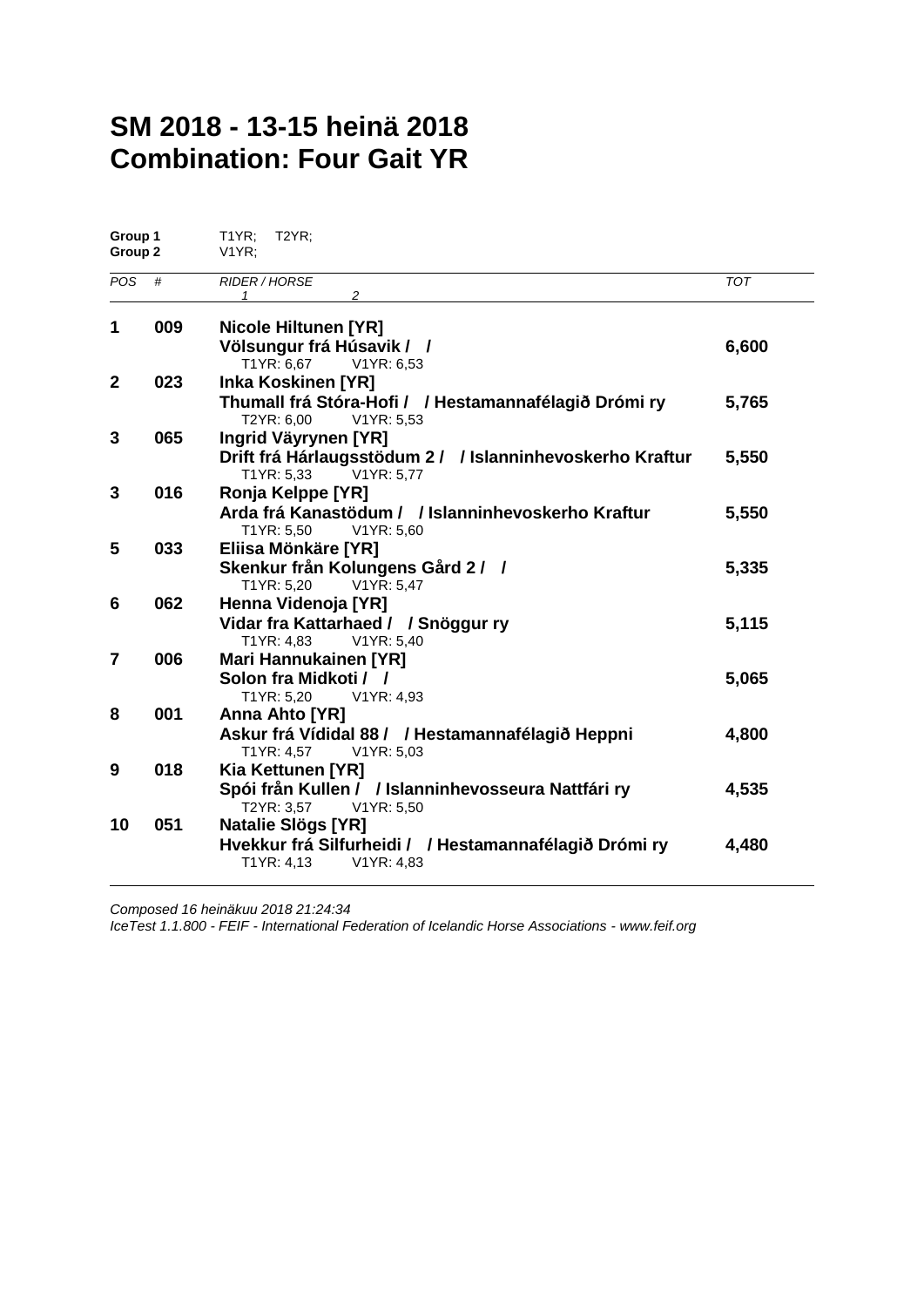# SM 2018 - 13-15 heinä 2018
# Combination: Four Gait YR

**Group 1** T1YR; T2YR;
**Group 2** V1YR;

| POS | # | RIDER / HORSE | TOT |
|---|---|---|---|
| **1** | **009** | **Nicole Hiltunen [YR]**<br>**Völsungur frá Húsavik / /**<br>T1YR: 6,67 V1YR: 6,53 | **6,600** |
| **2** | **023** | **Inka Koskinen [YR]**<br>**Thumall frá Stóra-Hofi / / Hestamannafélagið Drómi ry**<br>T2YR: 6,00 V1YR: 5,53 | **5,765** |
| **3** | **065** | **Ingrid Väyrynen [YR]**<br>**Drift frá Hárlaugsstödum 2 / / Islanninhevoskerho Kraftur**<br>T1YR: 5,33 V1YR: 5,77 | **5,550** |
| **3** | **016** | **Ronja Kelppe [YR]**<br>**Arda frá Kanastödum / / Islanninhevoskerho Kraftur**<br>T1YR: 5,50 V1YR: 5,60 | **5,550** |
| **5** | **033** | **Eliisa Mönkäre [YR]**<br>**Skenkur från Kolungens Gård 2 / /**<br>T1YR: 5,20 V1YR: 5,47 | **5,335** |
| **6** | **062** | **Henna Videnoja [YR]**<br>**Vidar fra Kattarhaed / / Snöggur ry**<br>T1YR: 4,83 V1YR: 5,40 | **5,115** |
| **7** | **006** | **Mari Hannukainen [YR]**<br>**Solon fra Midkoti / /**<br>T1YR: 5,20 V1YR: 4,93 | **5,065** |
| **8** | **001** | **Anna Ahto [YR]**<br>**Askur frá Vídidal 88 / / Hestamannafélagið Heppni**<br>T1YR: 4,57 V1YR: 5,03 | **4,800** |
| **9** | **018** | **Kia Kettunen [YR]**<br>**Spói från Kullen / / Islanninhevosseura Nattfári ry**<br>T2YR: 3,57 V1YR: 5,50 | **4,535** |
| **10** | **051** | **Natalie Slögs [YR]**<br>**Hvekkur frá Silfurheidi / / Hestamannafélagið Drómi ry**<br>T1YR: 4,13 V1YR: 4,83 | **4,480** |

*Composed 16 heinäkuu 2018 21:24:34*
*IceTest 1.1.800 - FEIF - International Federation of Icelandic Horse Associations - www.feif.org*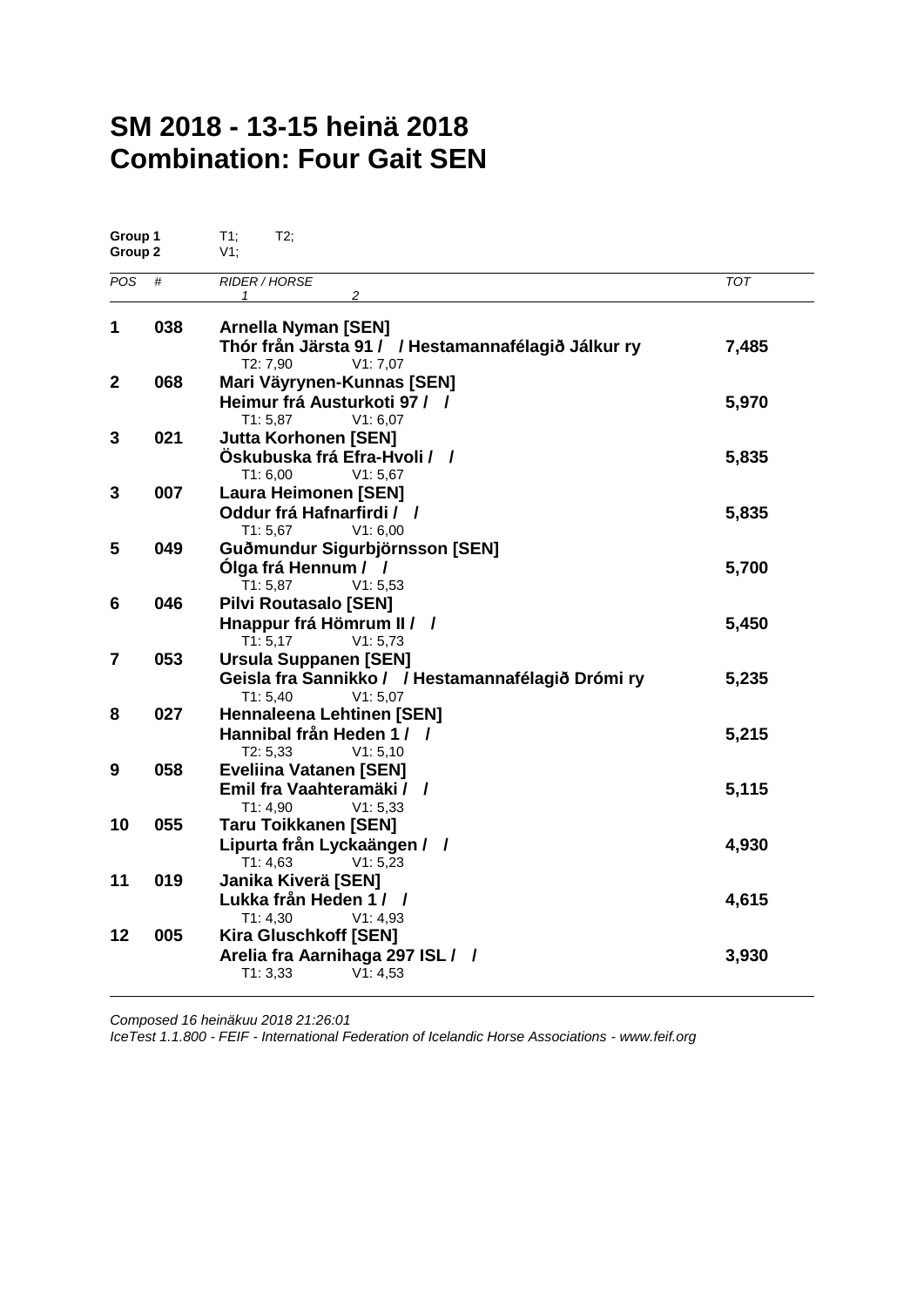# SM 2018 - 13-15 heinä 2018
# Combination: Four Gait SEN

**Group 1** T1; T2;
**Group 2** V1;

| POS | # | RIDER / HORSE | TOT |
|---|---|---|---|
| **1** | **038** | **Arnella Nyman [SEN]**<br>**Thór från Järsta 91 / / Hestamannafélagið Jálkur ry**<br>T2: 7,90 V1: 7,07 | **7,485** |
| **2** | **068** | **Mari Väyrynen-Kunnas [SEN]**<br>**Heimur frá Austurkoti 97 / /**<br>T1: 5,87 V1: 6,07 | **5,970** |
| **3** | **021** | **Jutta Korhonen [SEN]**<br>**Öskubuska frá Efra-Hvoli / /**<br>T1: 6,00 V1: 5,67 | **5,835** |
| **3** | **007** | **Laura Heimonen [SEN]**<br>**Oddur frá Hafnarfirdi / /**<br>T1: 5,67 V1: 6,00 | **5,835** |
| **5** | **049** | **Guðmundur Sigurbjörnsson [SEN]**<br>**Ólga frá Hennum / /**<br>T1: 5,87 V1: 5,53 | **5,700** |
| **6** | **046** | **Pilvi Routasalo [SEN]**<br>**Hnappur frá Hömrum II / /**<br>T1: 5,17 V1: 5,73 | **5,450** |
| **7** | **053** | **Ursula Suppanen [SEN]**<br>**Geisla fra Sannikko / / Hestamannafélagið Drómi ry**<br>T1: 5,40 V1: 5,07 | **5,235** |
| **8** | **027** | **Hennaleena Lehtinen [SEN]**<br>**Hannibal från Heden 1 / /**<br>T2: 5,33 V1: 5,10 | **5,215** |
| **9** | **058** | **Eveliina Vatanen [SEN]**<br>**Emil fra Vaahteramäki / /**<br>T1: 4,90 V1: 5,33 | **5,115** |
| **10** | **055** | **Taru Toikkanen [SEN]**<br>**Lipurta från Lyckaängen / /**<br>T1: 4,63 V1: 5,23 | **4,930** |
| **11** | **019** | **Janika Kiverä [SEN]**<br>**Lukka från Heden 1 / /**<br>T1: 4,30 V1: 4,93 | **4,615** |
| **12** | **005** | **Kira Gluschkoff [SEN]**<br>**Arelia fra Aarnihaga 297 ISL / /**<br>T1: 3,33 V1: 4,53 | **3,930** |

*Composed 16 heinäkuu 2018 21:26:01*
*IceTest 1.1.800 - FEIF - International Federation of Icelandic Horse Associations - www.feif.org*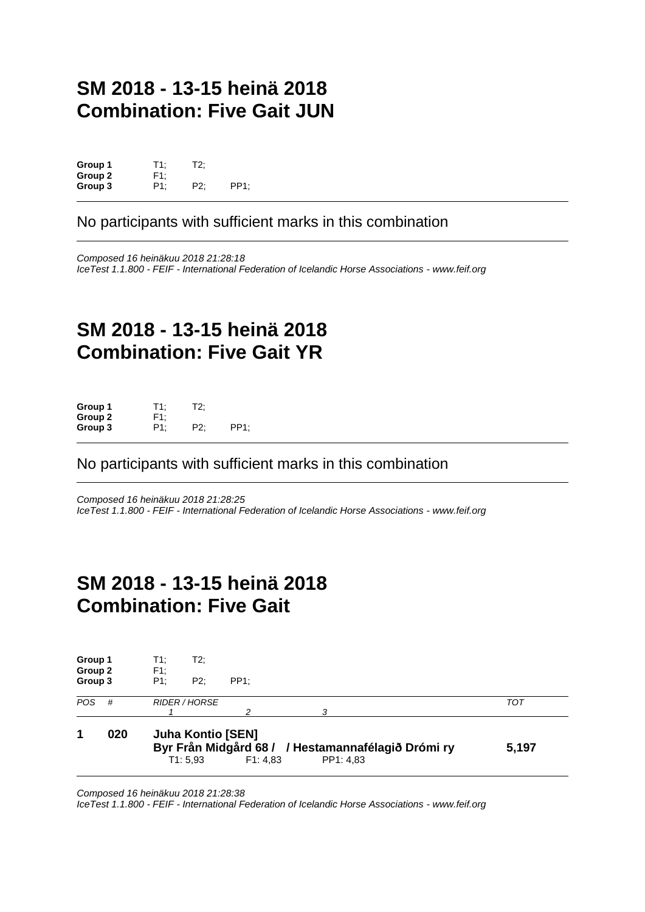# SM 2018 - 13-15 heinä 2018
# Combination: Five Gait JUN

| | | | |
|---|---|---|---|
| **Group 1** | T1; | T2; | |
| **Group 2** | F1; | | |
| **Group 3** | P1; | P2; | PP1; |

No participants with sufficient marks in this combination

*Composed 16 heinäkuu 2018 21:28:18*
*IceTest 1.1.800 - FEIF - International Federation of Icelandic Horse Associations - www.feif.org*

# SM 2018 - 13-15 heinä 2018
# Combination: Five Gait YR

| | | | |
|---|---|---|---|
| **Group 1** | T1; | T2; | |
| **Group 2** | F1; | | |
| **Group 3** | P1; | P2; | PP1; |

No participants with sufficient marks in this combination

*Composed 16 heinäkuu 2018 21:28:25*
*IceTest 1.1.800 - FEIF - International Federation of Icelandic Horse Associations - www.feif.org*

# SM 2018 - 13-15 heinä 2018
# Combination: Five Gait

| | | | |
|---|---|---|---|
| **Group 1** | T1; | T2; | |
| **Group 2** | F1; | | |
| **Group 3** | P1; | P2; | PP1; |

| *POS* | *#* | *RIDER / HORSE* | | | *TOT* |
|---|---|---|---|---|---|
| | | *1* | *2* | *3* | |
| **1** | **020** | **Juha Kontio [SEN]**<br>**Byr Från Midgård 68 / / Hestamannafélagið Drómi ry** | | | **5,197** |
| | | T1: 5,93 | F1: 4,83 | PP1: 4,83 | |

*Composed 16 heinäkuu 2018 21:28:38*
*IceTest 1.1.800 - FEIF - International Federation of Icelandic Horse Associations - www.feif.org*